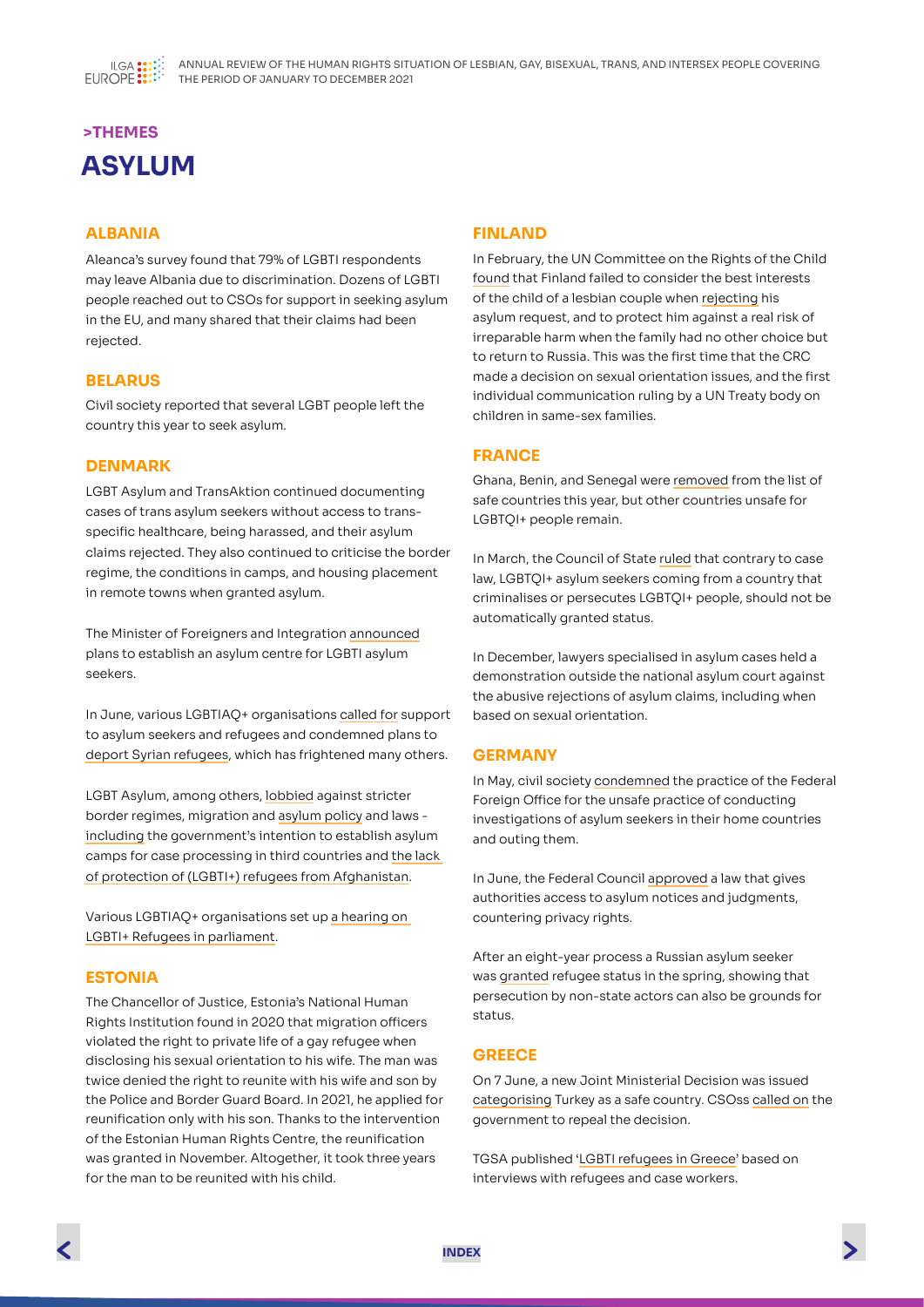>THEMES

# ASYLUM

## ALBANIA

Aleanca's survey found that 79% of LGBTI respondents may leave Albania due to discrimination. Dozens of LGBTI people reached out to CSOs for support in seeking asylum in the EU, and many shared that their claims had been rejected.

## BELARUS

Civil society reported that several LGBT people left the country this year to seek asylum.

## DENMARK

LGBT Asylum and TransAktion continued documenting cases of trans asylum seekers without access to trans-specific healthcare, being harassed, and their asylum claims rejected. They also continued to criticise the border regime, the conditions in camps, and housing placement in remote towns when granted asylum.

The Minister of Foreigners and Integration announced plans to establish an asylum centre for LGBTI asylum seekers.

In June, various LGBTIAQ+ organisations called for support to asylum seekers and refugees and condemned plans to deport Syrian refugees, which has frightened many others.

LGBT Asylum, among others, lobbied against stricter border regimes, migration and asylum policy and laws - including the government's intention to establish asylum camps for case processing in third countries and the lack of protection of (LGBTI+) refugees from Afghanistan.

Various LGBTIAQ+ organisations set up a hearing on LGBTI+ Refugees in parliament.

## ESTONIA

The Chancellor of Justice, Estonia's National Human Rights Institution found in 2020 that migration officers violated the right to private life of a gay refugee when disclosing his sexual orientation to his wife. The man was twice denied the right to reunite with his wife and son by the Police and Border Guard Board. In 2021, he applied for reunification only with his son. Thanks to the intervention of the Estonian Human Rights Centre, the reunification was granted in November. Altogether, it took three years for the man to be reunited with his child.

## FINLAND

In February, the UN Committee on the Rights of the Child found that Finland failed to consider the best interests of the child of a lesbian couple when rejecting his asylum request, and to protect him against a real risk of irreparable harm when the family had no other choice but to return to Russia. This was the first time that the CRC made a decision on sexual orientation issues, and the first individual communication ruling by a UN Treaty body on children in same-sex families.

## FRANCE

Ghana, Benin, and Senegal were removed from the list of safe countries this year, but other countries unsafe for LGBTQI+ people remain.

In March, the Council of State ruled that contrary to case law, LGBTQI+ asylum seekers coming from a country that criminalises or persecutes LGBTQI+ people, should not be automatically granted status.

In December, lawyers specialised in asylum cases held a demonstration outside the national asylum court against the abusive rejections of asylum claims, including when based on sexual orientation.

## GERMANY

In May, civil society condemned the practice of the Federal Foreign Office for the unsafe practice of conducting investigations of asylum seekers in their home countries and outing them.

In June, the Federal Council approved a law that gives authorities access to asylum notices and judgments, countering privacy rights.

After an eight-year process a Russian asylum seeker was granted refugee status in the spring, showing that persecution by non-state actors can also be grounds for status.

## GREECE

On 7 June, a new Joint Ministerial Decision was issued categorising Turkey as a safe country. CSOss called on the government to repeal the decision.

TGSA published 'LGBTI refugees in Greece' based on interviews with refugees and case workers.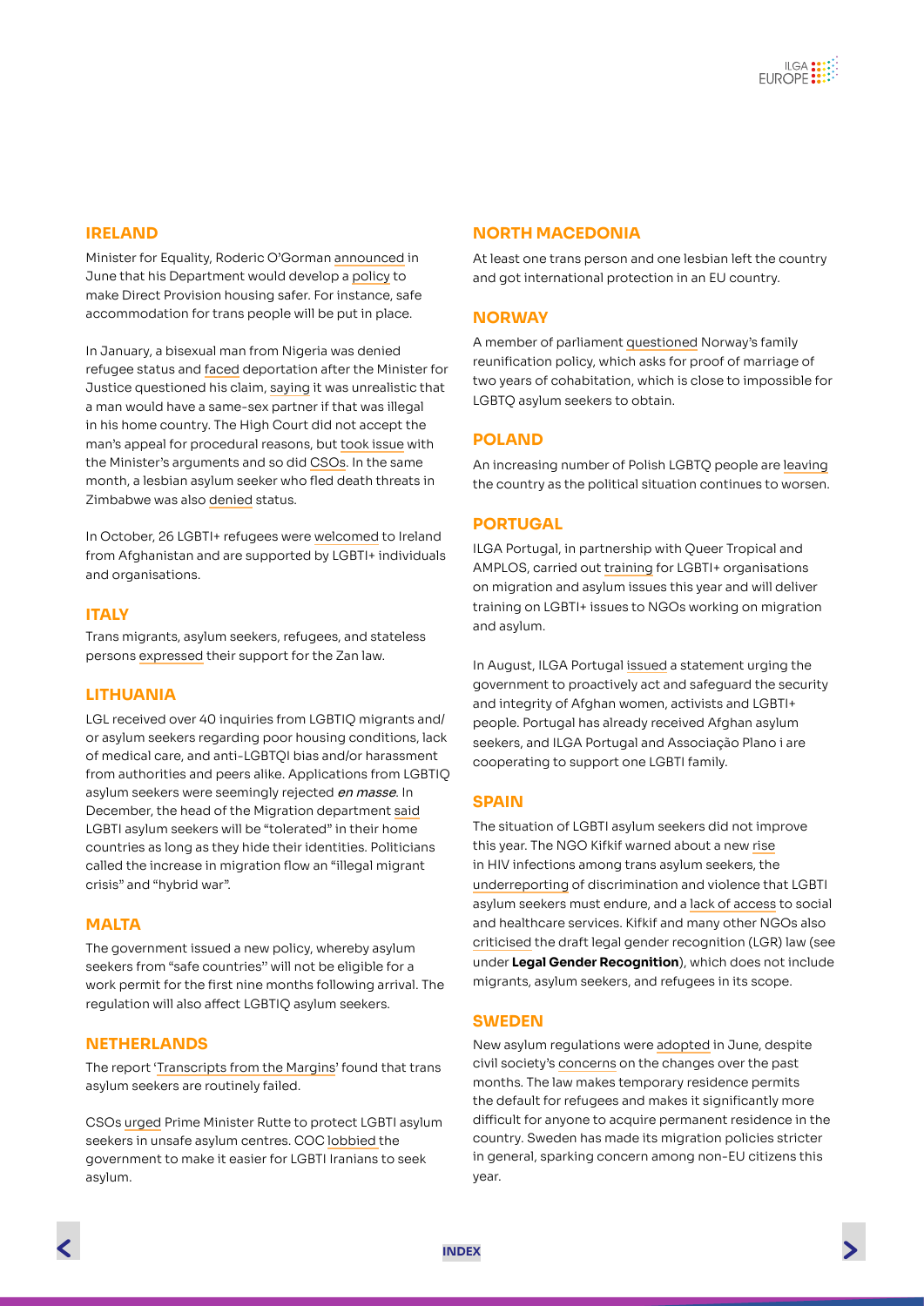## IRELAND

Minister for Equality, Roderic O'Gorman announced in June that his Department would develop a policy to make Direct Provision housing safer. For instance, safe accommodation for trans people will be put in place.

In January, a bisexual man from Nigeria was denied refugee status and faced deportation after the Minister for Justice questioned his claim, saying it was unrealistic that a man would have a same-sex partner if that was illegal in his home country. The High Court did not accept the man's appeal for procedural reasons, but took issue with the Minister's arguments and so did CSOs. In the same month, a lesbian asylum seeker who fled death threats in Zimbabwe was also denied status.

In October, 26 LGBTI+ refugees were welcomed to Ireland from Afghanistan and are supported by LGBTI+ individuals and organisations.

## ITALY

Trans migrants, asylum seekers, refugees, and stateless persons expressed their support for the Zan law.

## LITHUANIA

LGL received over 40 inquiries from LGBTIQ migrants and/or asylum seekers regarding poor housing conditions, lack of medical care, and anti-LGBTQI bias and/or harassment from authorities and peers alike. Applications from LGBTIQ asylum seekers were seemingly rejected *en masse*. In December, the head of the Migration department said LGBTI asylum seekers will be "tolerated" in their home countries as long as they hide their identities. Politicians called the increase in migration flow an "illegal migrant crisis" and "hybrid war".

## MALTA

The government issued a new policy, whereby asylum seekers from "safe countries" will not be eligible for a work permit for the first nine months following arrival. The regulation will also affect LGBTIQ asylum seekers.

## NETHERLANDS

The report 'Transcripts from the Margins' found that trans asylum seekers are routinely failed.

CSOs urged Prime Minister Rutte to protect LGBTI asylum seekers in unsafe asylum centres. COC lobbied the government to make it easier for LGBTI Iranians to seek asylum.

## NORTH MACEDONIA

At least one trans person and one lesbian left the country and got international protection in an EU country.

## NORWAY

A member of parliament questioned Norway's family reunification policy, which asks for proof of marriage of two years of cohabitation, which is close to impossible for LGBTQ asylum seekers to obtain.

## POLAND

An increasing number of Polish LGBTQ people are leaving the country as the political situation continues to worsen.

## PORTUGAL

ILGA Portugal, in partnership with Queer Tropical and AMPLOS, carried out training for LGBTI+ organisations on migration and asylum issues this year and will deliver training on LGBTI+ issues to NGOs working on migration and asylum.

In August, ILGA Portugal issued a statement urging the government to proactively act and safeguard the security and integrity of Afghan women, activists and LGBTI+ people. Portugal has already received Afghan asylum seekers, and ILGA Portugal and Associação Plano i are cooperating to support one LGBTI family.

## SPAIN

The situation of LGBTI asylum seekers did not improve this year. The NGO Kifkif warned about a new rise in HIV infections among trans asylum seekers, the underreporting of discrimination and violence that LGBTI asylum seekers must endure, and a lack of access to social and healthcare services. Kifkif and many other NGOs also criticised the draft legal gender recognition (LGR) law (see under **Legal Gender Recognition**), which does not include migrants, asylum seekers, and refugees in its scope.

## SWEDEN

New asylum regulations were adopted in June, despite civil society's concerns on the changes over the past months. The law makes temporary residence permits the default for refugees and makes it significantly more difficult for anyone to acquire permanent residence in the country. Sweden has made its migration policies stricter in general, sparking concern among non-EU citizens this year.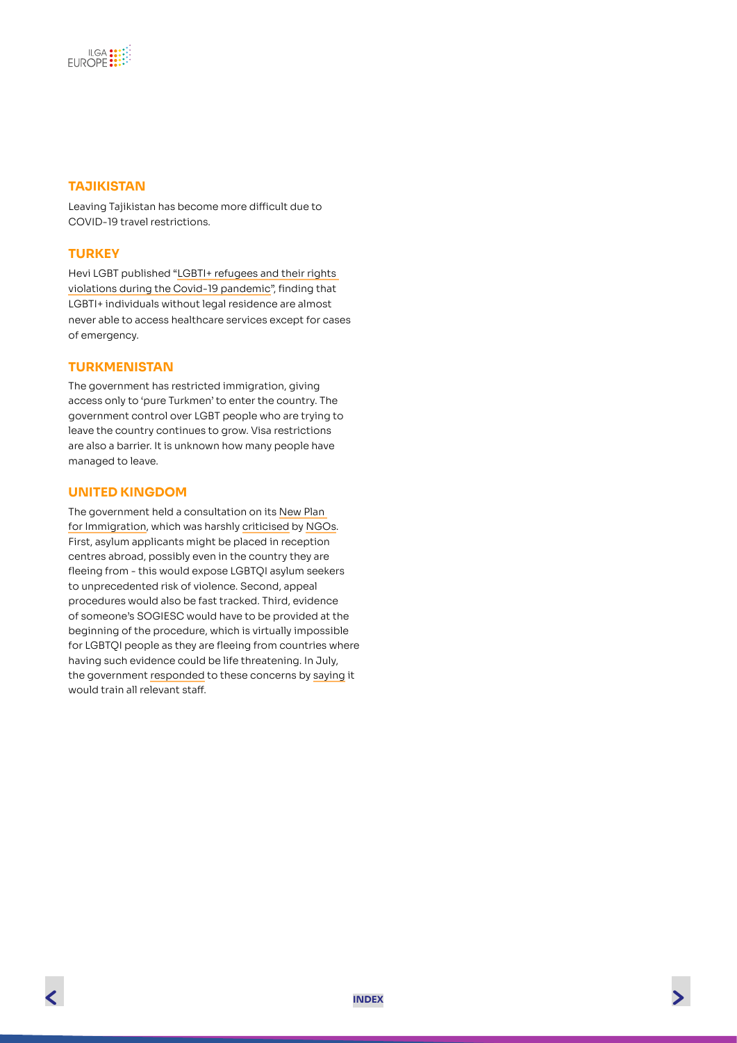## TAJIKISTAN

Leaving Tajikistan has become more difficult due to COVID-19 travel restrictions.

## TURKEY

Hevi LGBT published "LGBTI+ refugees and their rights violations during the Covid-19 pandemic", finding that LGBTI+ individuals without legal residence are almost never able to access healthcare services except for cases of emergency.

## TURKMENISTAN

The government has restricted immigration, giving access only to 'pure Turkmen' to enter the country. The government control over LGBT people who are trying to leave the country continues to grow. Visa restrictions are also a barrier. It is unknown how many people have managed to leave.

## UNITED KINGDOM

The government held a consultation on its New Plan for Immigration, which was harshly criticised by NGOs. First, asylum applicants might be placed in reception centres abroad, possibly even in the country they are fleeing from - this would expose LGBTQI asylum seekers to unprecedented risk of violence. Second, appeal procedures would also be fast tracked. Third, evidence of someone's SOGIESC would have to be provided at the beginning of the procedure, which is virtually impossible for LGBTQI people as they are fleeing from countries where having such evidence could be life threatening. In July, the government responded to these concerns by saying it would train all relevant staff.